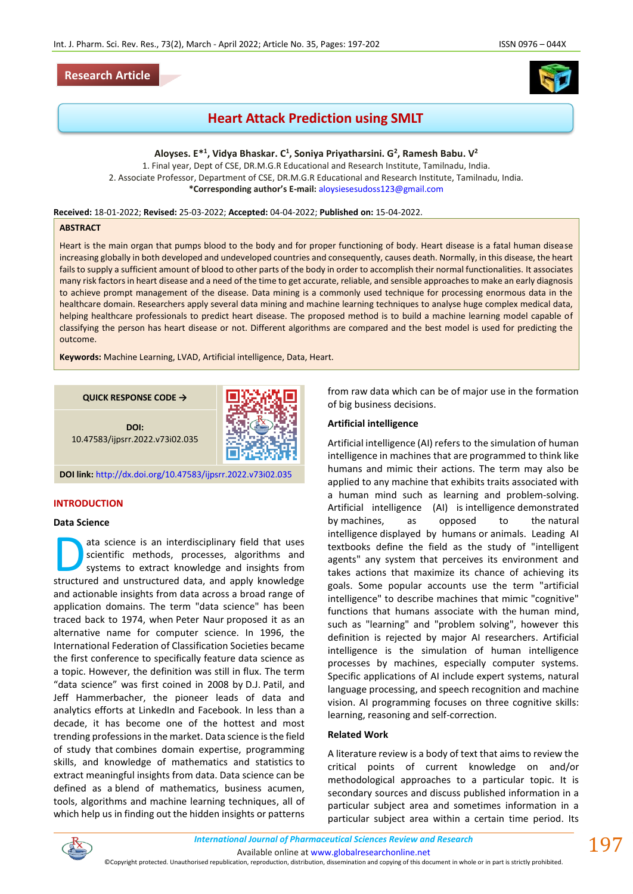Research Article

# Heart Attack Prediction using SMLT

**Aloyses. E*[1], Vidya Bhaskar. C[1], Soniya Priyatharsini. G[2], Ramesh Babu. V[2]**

1. Final year, Dept of CSE, DR.M.G.R Educational and Research Institute, Tamilnadu, India.
2. Associate Professor, Department of CSE, DR.M.G.R Educational and Research Institute, Tamilnadu, India.

**\*Corresponding author's E-mail:** aloysiesesudoss123@gmail.com

**Received:** 18-01-2022; **Revised:** 25-03-2022; **Accepted:** 04-04-2022; **Published on:** 15-04-2022.

## ABSTRACT

Heart is the main organ that pumps blood to the body and for proper functioning of body. Heart disease is a fatal human disease increasing globally in both developed and undeveloped countries and consequently, causes death. Normally, in this disease, the heart fails to supply a sufficient amount of blood to other parts of the body in order to accomplish their normal functionalities. It associates many risk factors in heart disease and a need of the time to get accurate, reliable, and sensible approaches to make an early diagnosis to achieve prompt management of the disease. Data mining is a commonly used technique for processing enormous data in the healthcare domain. Researchers apply several data mining and machine learning techniques to analyse huge complex medical data, helping healthcare professionals to predict heart disease. The proposed method is to build a machine learning model capable of classifying the person has heart disease or not. Different algorithms are compared and the best model is used for predicting the outcome.

**Keywords:** Machine Learning, LVAD, Artificial intelligence, Data, Heart.

QUICK RESPONSE CODE →

DOI: 10.47583/ijpsrr.2022.v73i02.035

**DOI link:** http://dx.doi.org/10.47583/ijpsrr.2022.v73i02.035

## INTRODUCTION

### Data Science

Data science is an interdisciplinary field that uses scientific methods, processes, algorithms and systems to extract knowledge and insights from structured and unstructured data, and apply knowledge and actionable insights from data across a broad range of application domains. The term "data science" has been traced back to 1974, when Peter Naur proposed it as an alternative name for computer science. In 1996, the International Federation of Classification Societies became the first conference to specifically feature data science as a topic. However, the definition was still in flux. The term "data science" was first coined in 2008 by D.J. Patil, and Jeff Hammerbacher, the pioneer leads of data and analytics efforts at LinkedIn and Facebook. In less than a decade, it has become one of the hottest and most trending professions in the market. Data science is the field of study that combines domain expertise, programming skills, and knowledge of mathematics and statistics to extract meaningful insights from data. Data science can be defined as a blend of mathematics, business acumen, tools, algorithms and machine learning techniques, all of which help us in finding out the hidden insights or patterns from raw data which can be of major use in the formation of big business decisions.

### Artificial intelligence

Artificial intelligence (AI) refers to the simulation of human intelligence in machines that are programmed to think like humans and mimic their actions. The term may also be applied to any machine that exhibits traits associated with a human mind such as learning and problem-solving. Artificial intelligence (AI) is intelligence demonstrated by machines, as opposed to the natural intelligence displayed by humans or animals. Leading AI textbooks define the field as the study of "intelligent agents" any system that perceives its environment and takes actions that maximize its chance of achieving its goals. Some popular accounts use the term "artificial intelligence" to describe machines that mimic "cognitive" functions that humans associate with the human mind, such as "learning" and "problem solving", however this definition is rejected by major AI researchers. Artificial intelligence is the simulation of human intelligence processes by machines, especially computer systems. Specific applications of AI include expert systems, natural language processing, and speech recognition and machine vision. AI programming focuses on three cognitive skills: learning, reasoning and self-correction.

### Related Work

A literature review is a body of text that aims to review the critical points of current knowledge on and/or methodological approaches to a particular topic. It is secondary sources and discuss published information in a particular subject area and sometimes information in a particular subject area within a certain time period. Its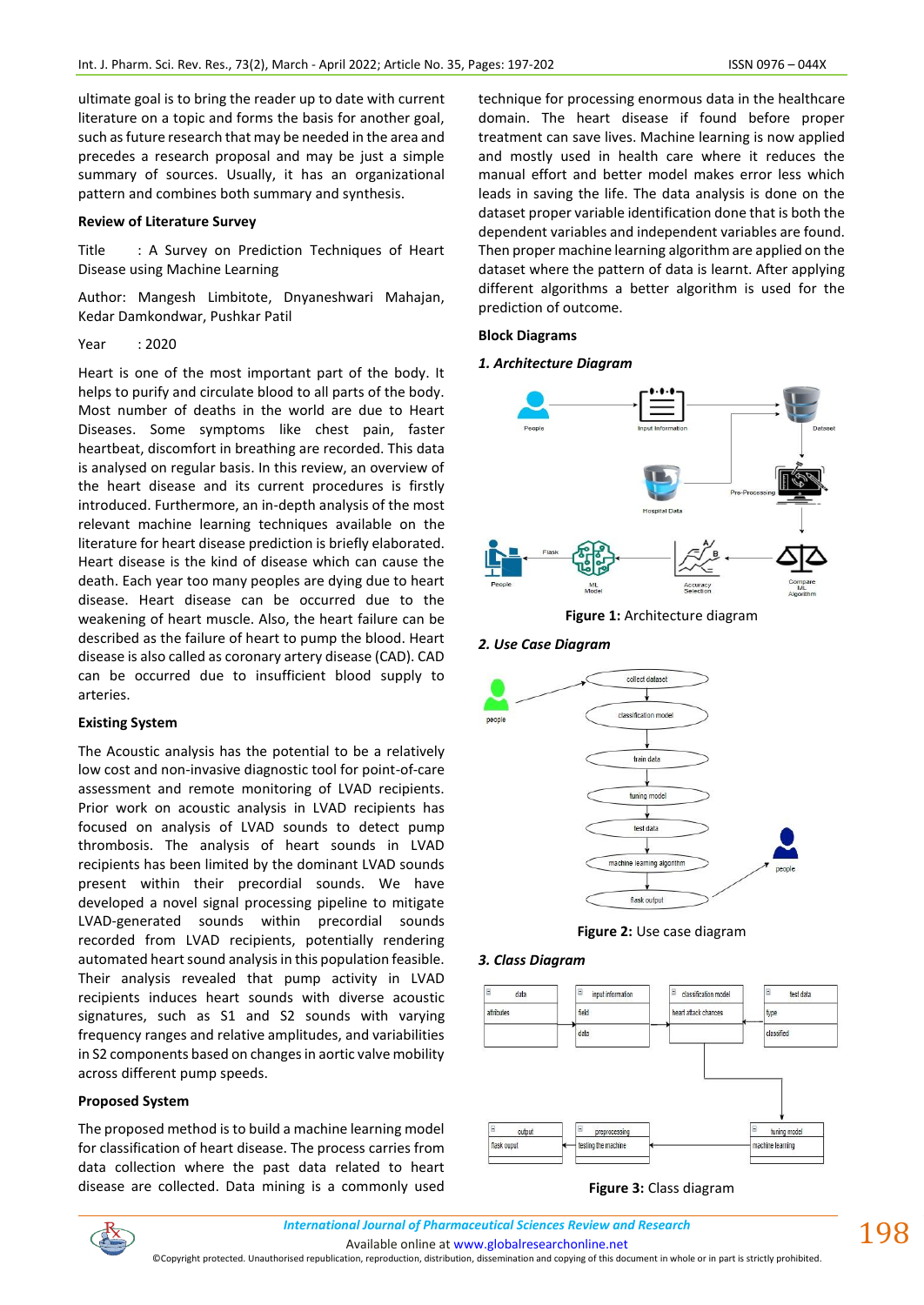ultimate goal is to bring the reader up to date with current literature on a topic and forms the basis for another goal, such as future research that may be needed in the area and precedes a research proposal and may be just a simple summary of sources. Usually, it has an organizational pattern and combines both summary and synthesis.

**Review of Literature Survey**

Title : A Survey on Prediction Techniques of Heart Disease using Machine Learning

Author: Mangesh Limbitote, Dnyaneshwari Mahajan, Kedar Damkondwar, Pushkar Patil

Year : 2020

Heart is one of the most important part of the body. It helps to purify and circulate blood to all parts of the body. Most number of deaths in the world are due to Heart Diseases. Some symptoms like chest pain, faster heartbeat, discomfort in breathing are recorded. This data is analysed on regular basis. In this review, an overview of the heart disease and its current procedures is firstly introduced. Furthermore, an in-depth analysis of the most relevant machine learning techniques available on the literature for heart disease prediction is briefly elaborated. Heart disease is the kind of disease which can cause the death. Each year too many peoples are dying due to heart disease. Heart disease can be occurred due to the weakening of heart muscle. Also, the heart failure can be described as the failure of heart to pump the blood. Heart disease is also called as coronary artery disease (CAD). CAD can be occurred due to insufficient blood supply to arteries.

**Existing System**

The Acoustic analysis has the potential to be a relatively low cost and non-invasive diagnostic tool for point-of-care assessment and remote monitoring of LVAD recipients. Prior work on acoustic analysis in LVAD recipients has focused on analysis of LVAD sounds to detect pump thrombosis. The analysis of heart sounds in LVAD recipients has been limited by the dominant LVAD sounds present within their precordial sounds. We have developed a novel signal processing pipeline to mitigate LVAD-generated sounds within precordial sounds recorded from LVAD recipients, potentially rendering automated heart sound analysis in this population feasible. Their analysis revealed that pump activity in LVAD recipients induces heart sounds with diverse acoustic signatures, such as S1 and S2 sounds with varying frequency ranges and relative amplitudes, and variabilities in S2 components based on changes in aortic valve mobility across different pump speeds.

**Proposed System**

The proposed method is to build a machine learning model for classification of heart disease. The process carries from data collection where the past data related to heart disease are collected. Data mining is a commonly used technique for processing enormous data in the healthcare domain. The heart disease if found before proper treatment can save lives. Machine learning is now applied and mostly used in health care where it reduces the manual effort and better model makes error less which leads in saving the life. The data analysis is done on the dataset proper variable identification done that is both the dependent variables and independent variables are found. Then proper machine learning algorithm are applied on the dataset where the pattern of data is learnt. After applying different algorithms a better algorithm is used for the prediction of outcome.

**Block Diagrams**

***1. Architecture Diagram***

**Figure 1:** Architecture diagram

***2. Use Case Diagram***

**Figure 2:** Use case diagram

***3. Class Diagram***

**Figure 3:** Class diagram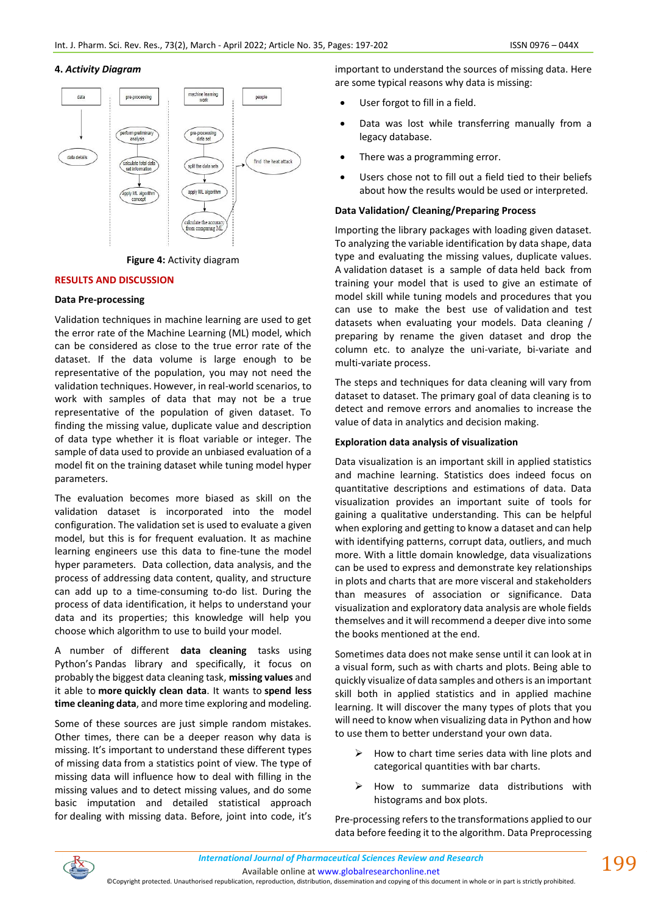#### 4. *Activity Diagram*

Figure 4: Activity diagram

## RESULTS AND DISCUSSION

### Data Pre-processing

Validation techniques in machine learning are used to get the error rate of the Machine Learning (ML) model, which can be considered as close to the true error rate of the dataset. If the data volume is large enough to be representative of the population, you may not need the validation techniques. However, in real-world scenarios, to work with samples of data that may not be a true representative of the population of given dataset. To finding the missing value, duplicate value and description of data type whether it is float variable or integer. The sample of data used to provide an unbiased evaluation of a model fit on the training dataset while tuning model hyper parameters.

The evaluation becomes more biased as skill on the validation dataset is incorporated into the model configuration. The validation set is used to evaluate a given model, but this is for frequent evaluation. It as machine learning engineers use this data to fine-tune the model hyper parameters. Data collection, data analysis, and the process of addressing data content, quality, and structure can add up to a time-consuming to-do list. During the process of data identification, it helps to understand your data and its properties; this knowledge will help you choose which algorithm to use to build your model.

A number of different **data cleaning** tasks using Python's Pandas library and specifically, it focus on probably the biggest data cleaning task, **missing values** and it able to **more quickly clean data**. It wants to **spend less time cleaning data**, and more time exploring and modeling.

Some of these sources are just simple random mistakes. Other times, there can be a deeper reason why data is missing. It's important to understand these different types of missing data from a statistics point of view. The type of missing data will influence how to deal with filling in the missing values and to detect missing values, and do some basic imputation and detailed statistical approach for dealing with missing data. Before, joint into code, it's important to understand the sources of missing data. Here are some typical reasons why data is missing:

- User forgot to fill in a field.
- Data was lost while transferring manually from a legacy database.
- There was a programming error.
- Users chose not to fill out a field tied to their beliefs about how the results would be used or interpreted.

### Data Validation/ Cleaning/Preparing Process

Importing the library packages with loading given dataset. To analyzing the variable identification by data shape, data type and evaluating the missing values, duplicate values. A validation dataset is a sample of data held back from training your model that is used to give an estimate of model skill while tuning models and procedures that you can use to make the best use of validation and test datasets when evaluating your models. Data cleaning / preparing by rename the given dataset and drop the column etc. to analyze the uni-variate, bi-variate and multi-variate process.

The steps and techniques for data cleaning will vary from dataset to dataset. The primary goal of data cleaning is to detect and remove errors and anomalies to increase the value of data in analytics and decision making.

### Exploration data analysis of visualization

Data visualization is an important skill in applied statistics and machine learning. Statistics does indeed focus on quantitative descriptions and estimations of data. Data visualization provides an important suite of tools for gaining a qualitative understanding. This can be helpful when exploring and getting to know a dataset and can help with identifying patterns, corrupt data, outliers, and much more. With a little domain knowledge, data visualizations can be used to express and demonstrate key relationships in plots and charts that are more visceral and stakeholders than measures of association or significance. Data visualization and exploratory data analysis are whole fields themselves and it will recommend a deeper dive into some the books mentioned at the end.

Sometimes data does not make sense until it can look at in a visual form, such as with charts and plots. Being able to quickly visualize of data samples and others is an important skill both in applied statistics and in applied machine learning. It will discover the many types of plots that you will need to know when visualizing data in Python and how to use them to better understand your own data.

- ➢ How to chart time series data with line plots and categorical quantities with bar charts.
- ➢ How to summarize data distributions with histograms and box plots.

Pre-processing refers to the transformations applied to our data before feeding it to the algorithm. Data Preprocessing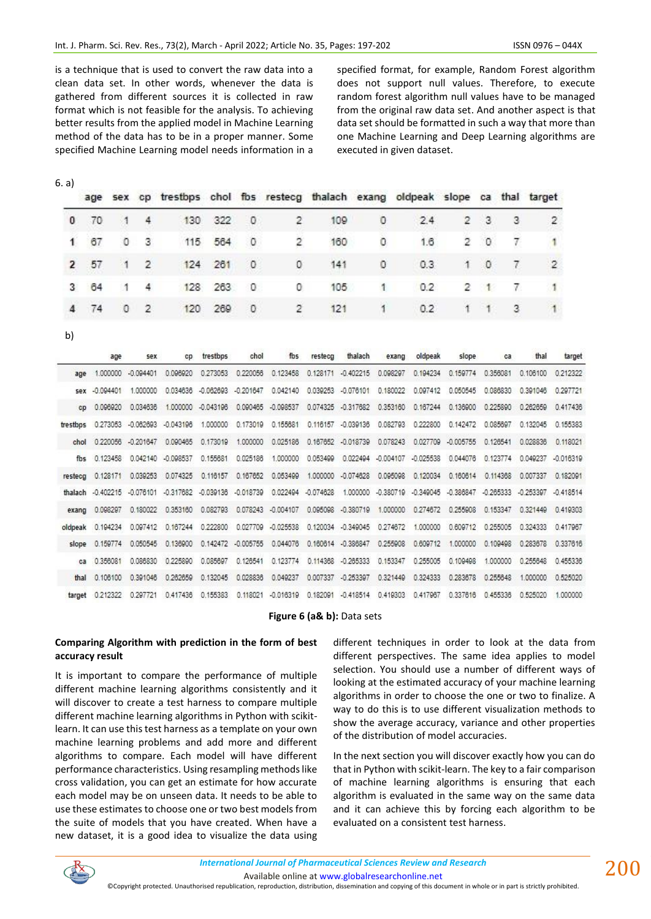is a technique that is used to convert the raw data into a clean data set. In other words, whenever the data is gathered from different sources it is collected in raw format which is not feasible for the analysis. To achieving better results from the applied model in Machine Learning method of the data has to be in a proper manner. Some specified Machine Learning model needs information in a specified format, for example, Random Forest algorithm does not support null values. Therefore, to execute random forest algorithm null values have to be managed from the original raw data set. And another aspect is that data set should be formatted in such a way that more than one Machine Learning and Deep Learning algorithms are executed in given dataset.

6. a)

| | age | sex | cp | trestbps | chol | fbs | restecg | thalach | exang | oldpeak | slope | ca | thal | target |
|---|---|---|---|---|---|---|---|---|---|---|---|---|---|---|
| 0 | 70 | 1 | 4 | 130 | 322 | 0 | 2 | 109 | 0 | 2.4 | 2 | 3 | 3 | 2 |
| 1 | 67 | 0 | 3 | 115 | 564 | 0 | 2 | 160 | 0 | 1.6 | 2 | 0 | 7 | 1 |
| 2 | 57 | 1 | 2 | 124 | 261 | 0 | 0 | 141 | 0 | 0.3 | 1 | 0 | 7 | 2 |
| 3 | 64 | 1 | 4 | 128 | 263 | 0 | 0 | 105 | 1 | 0.2 | 2 | 1 | 7 | 1 |
| 4 | 74 | 0 | 2 | 120 | 269 | 0 | 2 | 121 | 1 | 0.2 | 1 | 1 | 3 | 1 |

b)

| | age | sex | cp | trestbps | chol | fbs | restecg | thalach | exang | oldpeak | slope | ca | thal | target |
|---|---|---|---|---|---|---|---|---|---|---|---|---|---|---|
| age | 1.000000 | -0.094401 | 0.096920 | 0.273053 | 0.220056 | 0.123458 | 0.128171 | -0.402215 | 0.098297 | 0.194234 | 0.159774 | 0.356081 | 0.106100 | 0.212322 |
| sex | -0.094401 | 1.000000 | 0.034636 | -0.062693 | -0.201647 | 0.042140 | 0.039253 | -0.076101 | 0.180022 | 0.097412 | 0.050545 | 0.086830 | 0.391046 | 0.297721 |
| cp | 0.096920 | 0.034636 | 1.000000 | -0.043196 | 0.090465 | -0.098537 | 0.074325 | -0.317682 | 0.353160 | 0.167244 | 0.136900 | 0.225890 | 0.262659 | 0.417436 |
| trestbps | 0.273053 | -0.062693 | -0.043196 | 1.000000 | 0.173019 | 0.155681 | 0.116157 | -0.039136 | 0.082793 | 0.222800 | 0.142472 | 0.085697 | 0.132045 | 0.155383 |
| chol | 0.220056 | -0.201647 | 0.090465 | 0.173019 | 1.000000 | 0.025186 | 0.167652 | -0.018739 | 0.078243 | 0.027709 | -0.005755 | 0.126541 | 0.028836 | 0.118021 |
| fbs | 0.123458 | 0.042140 | -0.098537 | 0.155681 | 0.025186 | 1.000000 | 0.053499 | 0.022494 | -0.004107 | -0.025538 | 0.044076 | 0.123774 | 0.049237 | -0.016319 |
| restecg | 0.128171 | 0.039253 | 0.074325 | 0.116157 | 0.167652 | 0.053499 | 1.000000 | -0.074628 | 0.095098 | 0.120034 | 0.160614 | 0.114368 | 0.007337 | 0.182091 |
| thalach | -0.402215 | -0.076101 | -0.317682 | -0.039136 | -0.018739 | 0.022494 | -0.074628 | 1.000000 | -0.380719 | -0.349045 | -0.386847 | -0.265333 | -0.253397 | -0.418514 |
| exang | 0.098297 | 0.180022 | 0.353160 | 0.082793 | 0.078243 | -0.004107 | 0.095098 | -0.380719 | 1.000000 | 0.274672 | 0.255908 | 0.153347 | 0.321449 | 0.419303 |
| oldpeak | 0.194234 | 0.097412 | 0.167244 | 0.222800 | 0.027709 | -0.025538 | 0.120034 | -0.349045 | 0.274672 | 1.000000 | 0.609712 | 0.255005 | 0.324333 | 0.417967 |
| slope | 0.159774 | 0.050545 | 0.136900 | 0.142472 | -0.005755 | 0.044076 | 0.160614 | -0.386847 | 0.255908 | 0.609712 | 1.000000 | 0.109498 | 0.283678 | 0.337616 |
| ca | 0.356081 | 0.086830 | 0.225890 | 0.085697 | 0.126541 | 0.123774 | 0.114368 | -0.265333 | 0.153347 | 0.255005 | 0.109498 | 1.000000 | 0.255648 | 0.455336 |
| thal | 0.106100 | 0.391046 | 0.262659 | 0.132045 | 0.028836 | 0.049237 | 0.007337 | -0.253397 | 0.321449 | 0.324333 | 0.283678 | 0.255648 | 1.000000 | 0.525020 |
| target | 0.212322 | 0.297721 | 0.417436 | 0.155383 | 0.118021 | -0.016319 | 0.182091 | -0.418514 | 0.419303 | 0.417967 | 0.337616 | 0.455336 | 0.525020 | 1.000000 |

**Figure 6 (a& b):** Data sets

**Comparing Algorithm with prediction in the form of best accuracy result**

It is important to compare the performance of multiple different machine learning algorithms consistently and it will discover to create a test harness to compare multiple different machine learning algorithms in Python with scikit-learn. It can use this test harness as a template on your own machine learning problems and add more and different algorithms to compare. Each model will have different performance characteristics. Using resampling methods like cross validation, you can get an estimate for how accurate each model may be on unseen data. It needs to be able to use these estimates to choose one or two best models from the suite of models that you have created. When have a new dataset, it is a good idea to visualize the data using different techniques in order to look at the data from different perspectives. The same idea applies to model selection. You should use a number of different ways of looking at the estimated accuracy of your machine learning algorithms in order to choose the one or two to finalize. A way to do this is to use different visualization methods to show the average accuracy, variance and other properties of the distribution of model accuracies.

In the next section you will discover exactly how you can do that in Python with scikit-learn. The key to a fair comparison of machine learning algorithms is ensuring that each algorithm is evaluated in the same way on the same data and it can achieve this by forcing each algorithm to be evaluated on a consistent test harness.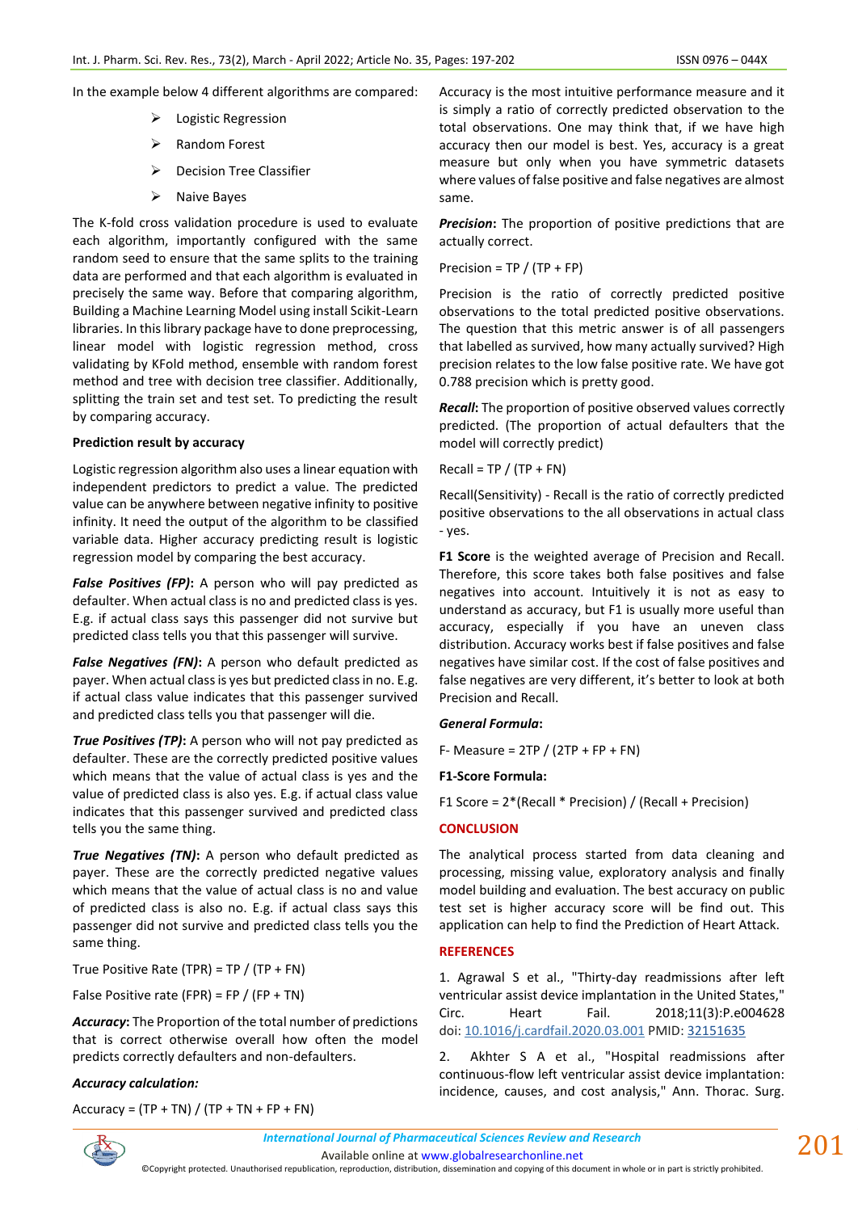In the example below 4 different algorithms are compared:

- Logistic Regression
- Random Forest
- Decision Tree Classifier
- Naive Bayes

The K-fold cross validation procedure is used to evaluate each algorithm, importantly configured with the same random seed to ensure that the same splits to the training data are performed and that each algorithm is evaluated in precisely the same way. Before that comparing algorithm, Building a Machine Learning Model using install Scikit-Learn libraries. In this library package have to done preprocessing, linear model with logistic regression method, cross validating by KFold method, ensemble with random forest method and tree with decision tree classifier. Additionally, splitting the train set and test set. To predicting the result by comparing accuracy.

**Prediction result by accuracy**

Logistic regression algorithm also uses a linear equation with independent predictors to predict a value. The predicted value can be anywhere between negative infinity to positive infinity. It need the output of the algorithm to be classified variable data. Higher accuracy predicting result is logistic regression model by comparing the best accuracy.

***False Positives (FP)*:** A person who will pay predicted as defaulter. When actual class is no and predicted class is yes. E.g. if actual class says this passenger did not survive but predicted class tells you that this passenger will survive.

***False Negatives (FN)*:** A person who default predicted as payer. When actual class is yes but predicted class in no. E.g. if actual class value indicates that this passenger survived and predicted class tells you that passenger will die.

***True Positives (TP)*:** A person who will not pay predicted as defaulter. These are the correctly predicted positive values which means that the value of actual class is yes and the value of predicted class is also yes. E.g. if actual class value indicates that this passenger survived and predicted class tells you the same thing.

***True Negatives (TN)*:** A person who default predicted as payer. These are the correctly predicted negative values which means that the value of actual class is no and value of predicted class is also no. E.g. if actual class says this passenger did not survive and predicted class tells you the same thing.

True Positive Rate (TPR) = TP / (TP + FN)

False Positive rate (FPR) = FP / (FP + TN)

***Accuracy*:** The Proportion of the total number of predictions that is correct otherwise overall how often the model predicts correctly defaulters and non-defaulters.

***Accuracy calculation:***

Accuracy = (TP + TN) / (TP + TN + FP + FN)

Accuracy is the most intuitive performance measure and it is simply a ratio of correctly predicted observation to the total observations. One may think that, if we have high accuracy then our model is best. Yes, accuracy is a great measure but only when you have symmetric datasets where values of false positive and false negatives are almost same.

***Precision*:** The proportion of positive predictions that are actually correct.

Precision = TP / (TP + FP)

Precision is the ratio of correctly predicted positive observations to the total predicted positive observations. The question that this metric answer is of all passengers that labelled as survived, how many actually survived? High precision relates to the low false positive rate. We have got 0.788 precision which is pretty good.

***Recall*:** The proportion of positive observed values correctly predicted. (The proportion of actual defaulters that the model will correctly predict)

Recall = TP / (TP + FN)

Recall(Sensitivity) - Recall is the ratio of correctly predicted positive observations to the all observations in actual class - yes.

**F1 Score** is the weighted average of Precision and Recall. Therefore, this score takes both false positives and false negatives into account. Intuitively it is not as easy to understand as accuracy, but F1 is usually more useful than accuracy, especially if you have an uneven class distribution. Accuracy works best if false positives and false negatives have similar cost. If the cost of false positives and false negatives are very different, it's better to look at both Precision and Recall.

***General Formula*:**

F- Measure = 2TP / (2TP + FP + FN)

**F1-Score Formula:**

F1 Score = 2*(Recall * Precision) / (Recall + Precision)

## CONCLUSION

The analytical process started from data cleaning and processing, missing value, exploratory analysis and finally model building and evaluation. The best accuracy on public test set is higher accuracy score will be find out. This application can help to find the Prediction of Heart Attack.

## REFERENCES

1. Agrawal S et al., "Thirty-day readmissions after left ventricular assist device implantation in the United States," Circ. Heart Fail. 2018;11(3):P.e004628 doi: 10.1016/j.cardfail.2020.03.001 PMID: 32151635

2. Akhter S A et al., "Hospital readmissions after continuous-flow left ventricular assist device implantation: incidence, causes, and cost analysis," Ann. Thorac. Surg.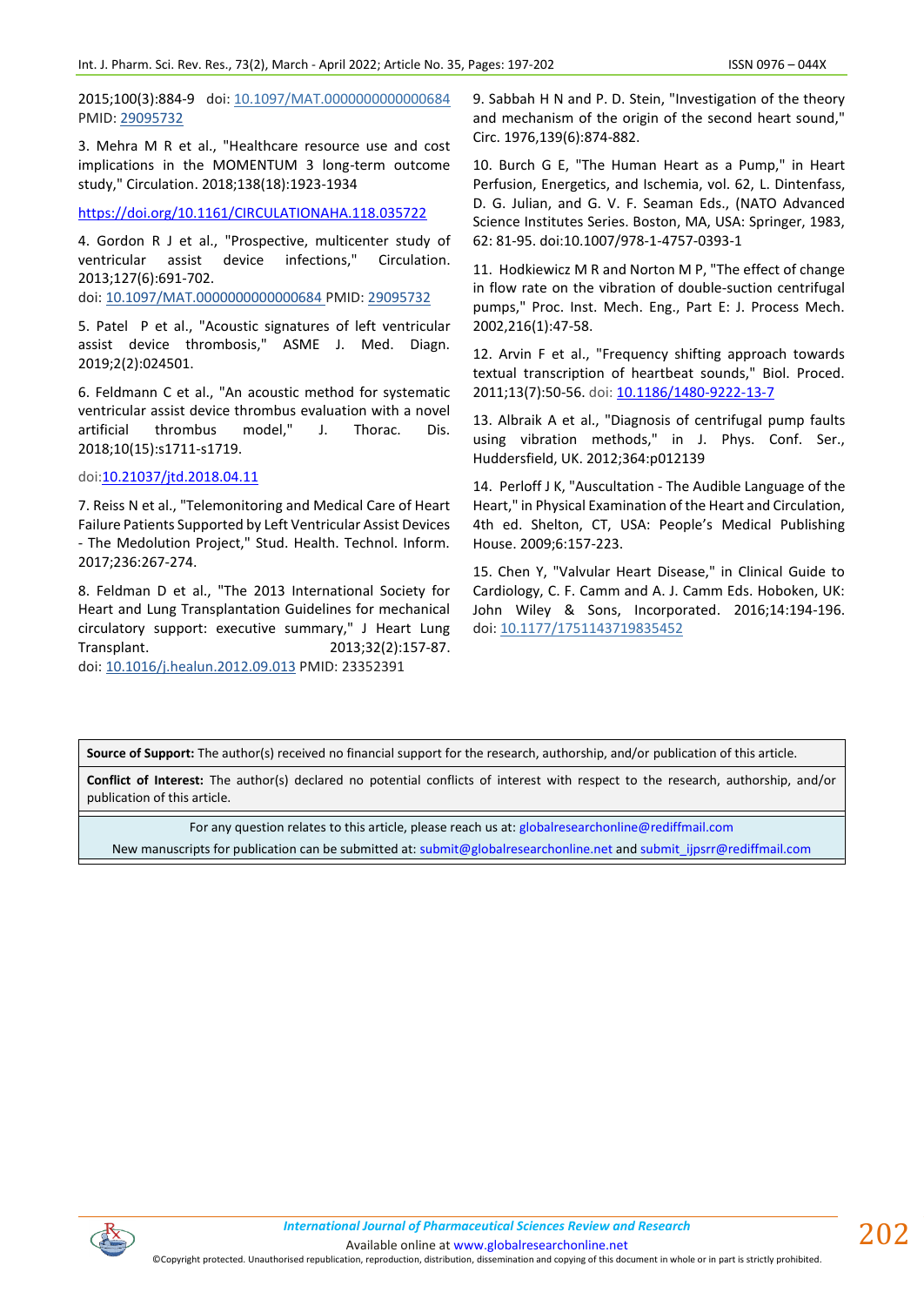2015;100(3):884-9 doi: 10.1097/MAT.0000000000000684 PMID: 29095732

3. Mehra M R et al., "Healthcare resource use and cost implications in the MOMENTUM 3 long-term outcome study," Circulation. 2018;138(18):1923-1934

https://doi.org/10.1161/CIRCULATIONAHA.118.035722

4. Gordon R J et al., "Prospective, multicenter study of ventricular assist device infections," Circulation. 2013;127(6):691-702.
doi: 10.1097/MAT.0000000000000684 PMID: 29095732

5. Patel P et al., "Acoustic signatures of left ventricular assist device thrombosis," ASME J. Med. Diagn. 2019;2(2):024501.

6. Feldmann C et al., "An acoustic method for systematic ventricular assist device thrombus evaluation with a novel artificial thrombus model," J. Thorac. Dis. 2018;10(15):s1711-s1719.

doi:10.21037/jtd.2018.04.11

7. Reiss N et al., "Telemonitoring and Medical Care of Heart Failure Patients Supported by Left Ventricular Assist Devices - The Medolution Project," Stud. Health. Technol. Inform. 2017;236:267-274.

8. Feldman D et al., "The 2013 International Society for Heart and Lung Transplantation Guidelines for mechanical circulatory support: executive summary," J Heart Lung Transplant. 2013;32(2):157-87.
doi: 10.1016/j.healun.2012.09.013 PMID: 23352391

9. Sabbah H N and P. D. Stein, "Investigation of the theory and mechanism of the origin of the second heart sound," Circ. 1976,139(6):874-882.

10. Burch G E, "The Human Heart as a Pump," in Heart Perfusion, Energetics, and Ischemia, vol. 62, L. Dintenfass, D. G. Julian, and G. V. F. Seaman Eds., (NATO Advanced Science Institutes Series. Boston, MA, USA: Springer, 1983, 62: 81-95. doi:10.1007/978-1-4757-0393-1

11. Hodkiewicz M R and Norton M P, "The effect of change in flow rate on the vibration of double-suction centrifugal pumps," Proc. Inst. Mech. Eng., Part E: J. Process Mech. 2002,216(1):47-58.

12. Arvin F et al., "Frequency shifting approach towards textual transcription of heartbeat sounds," Biol. Proced. 2011;13(7):50-56. doi: 10.1186/1480-9222-13-7

13. Albraik A et al., "Diagnosis of centrifugal pump faults using vibration methods," in J. Phys. Conf. Ser., Huddersfield, UK. 2012;364:p012139

14. Perloff J K, "Auscultation - The Audible Language of the Heart," in Physical Examination of the Heart and Circulation, 4th ed. Shelton, CT, USA: People's Medical Publishing House. 2009;6:157-223.

15. Chen Y, "Valvular Heart Disease," in Clinical Guide to Cardiology, C. F. Camm and A. J. Camm Eds. Hoboken, UK: John Wiley & Sons, Incorporated. 2016;14:194-196. doi: 10.1177/1751143719835452

**Source of Support:** The author(s) received no financial support for the research, authorship, and/or publication of this article.

**Conflict of Interest:** The author(s) declared no potential conflicts of interest with respect to the research, authorship, and/or publication of this article.

For any question relates to this article, please reach us at: globalresearchonline@rediffmail.com
New manuscripts for publication can be submitted at: submit@globalresearchonline.net and submit_ijpsrr@rediffmail.com